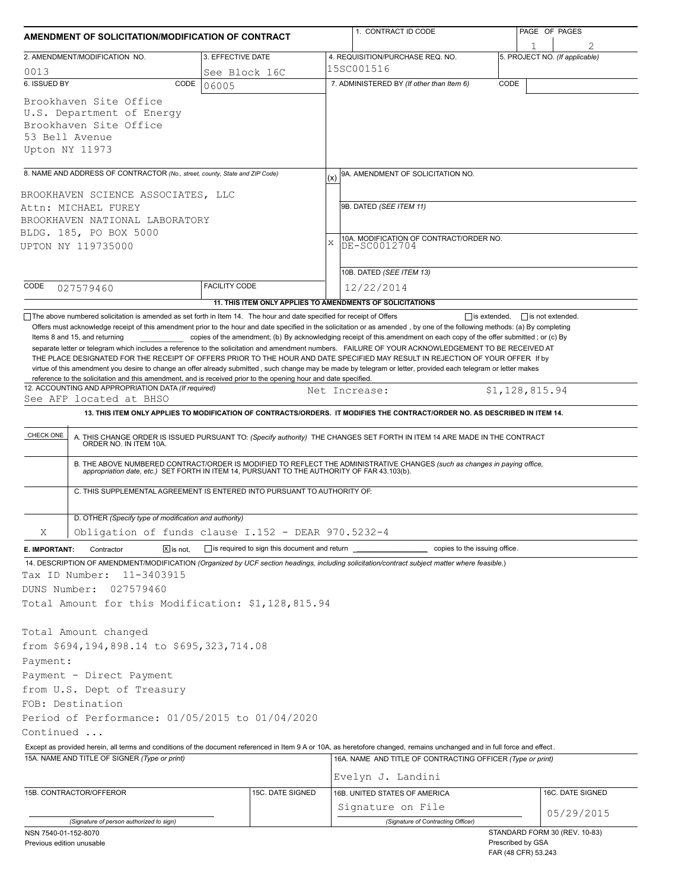# AMENDMENT OF SOLICITATION/MODIFICATION OF CONTRACT

| 1. CONTRACT ID CODE | PAGE OF PAGES |
|---|---|
| | 1 / 2 |

| 2. AMENDMENT/MODIFICATION NO. | 3. EFFECTIVE DATE | 4. REQUISITION/PURCHASE REQ. NO. | 5. PROJECT NO. (If applicable) |
|---|---|---|---|
| 0013 | See Block 16C | 15SC001516 | |

**6. ISSUED BY** CODE 06005

Brookhaven Site Office
U.S. Department of Energy
Brookhaven Site Office
53 Bell Avenue
Upton NY 11973

**7. ADMINISTERED BY** (If other than Item 6) CODE

**8. NAME AND ADDRESS OF CONTRACTOR** (No., street, county, State and ZIP Code)

BROOKHAVEN SCIENCE ASSOCIATES, LLC
Attn: MICHAEL FUREY
BROOKHAVEN NATIONAL LABORATORY
BLDG. 185, PO BOX 5000
UPTON NY 119735000

CODE 027579460 FACILITY CODE

(x) 9A. AMENDMENT OF SOLICITATION NO.

9B. DATED (SEE ITEM 11)

X 10A. MODIFICATION OF CONTRACT/ORDER NO. DE-SC0012704

10B. DATED (SEE ITEM 13) 12/22/2014

**11. THIS ITEM ONLY APPLIES TO AMENDMENTS OF SOLICITATIONS**

☐ The above numbered solicitation is amended as set forth in Item 14. The hour and date specified for receipt of Offers ☐ is extended, ☐ is not extended.

Offers must acknowledge receipt of this amendment prior to the hour and date specified in the solicitation or as amended , by one of the following methods: (a) By completing Items 8 and 15, and returning ________ copies of the amendment; (b) By acknowledging receipt of this amendment on each copy of the offer submitted ; or (c) By separate letter or telegram which includes a reference to the solicitation and amendment numbers. FAILURE OF YOUR ACKNOWLEDGEMENT TO BE RECEIVED AT THE PLACE DESIGNATED FOR THE RECEIPT OF OFFERS PRIOR TO THE HOUR AND DATE SPECIFIED MAY RESULT IN REJECTION OF YOUR OFFER If by virtue of this amendment you desire to change an offer already submitted , such change may be made by telegram or letter, provided each telegram or letter makes reference to the solicitation and this amendment, and is received prior to the opening hour and date specified.

**12. ACCOUNTING AND APPROPRIATION DATA** (If required)
See AFP located at BHSO Net Increase: $1,128,815.94

**13. THIS ITEM ONLY APPLIES TO MODIFICATION OF CONTRACTS/ORDERS. IT MODIFIES THE CONTRACT/ORDER NO. AS DESCRIBED IN ITEM 14.**

| CHECK ONE | |
|---|---|
| | A. THIS CHANGE ORDER IS ISSUED PURSUANT TO: (Specify authority) THE CHANGES SET FORTH IN ITEM 14 ARE MADE IN THE CONTRACT ORDER NO. IN ITEM 10A. |
| | B. THE ABOVE NUMBERED CONTRACT/ORDER IS MODIFIED TO REFLECT THE ADMINISTRATIVE CHANGES (such as changes in paying office, appropriation date, etc.) SET FORTH IN ITEM 14, PURSUANT TO THE AUTHORITY OF FAR 43.103(b). |
| | C. THIS SUPPLEMENTAL AGREEMENT IS ENTERED INTO PURSUANT TO AUTHORITY OF: |
| X | D. OTHER (Specify type of modification and authority) Obligation of funds clause I.152 - DEAR 970.5232-4 |

**E. IMPORTANT:** Contractor ☒ is not, ☐ is required to sign this document and return ________ copies to the issuing office.

**14. DESCRIPTION OF AMENDMENT/MODIFICATION** (Organized by UCF section headings, including solicitation/contract subject matter where feasible.)

Tax ID Number: 11-3403915
DUNS Number: 027579460
Total Amount for this Modification: $1,128,815.94

Total Amount changed
from $694,194,898.14 to $695,323,714.08
Payment:
Payment - Direct Payment
from U.S. Dept of Treasury
FOB: Destination
Period of Performance: 01/05/2015 to 01/04/2020
Continued ...

Except as provided herein, all terms and conditions of the document referenced in Item 9 A or 10A, as heretofore changed, remains unchanged and in full force and effect.

| 15A. NAME AND TITLE OF SIGNER (Type or print) | | 16A. NAME AND TITLE OF CONTRACTING OFFICER (Type or print) | |
|---|---|---|---|
| | | Evelyn J. Landini | |
| 15B. CONTRACTOR/OFFEROR | 15C. DATE SIGNED | 16B. UNITED STATES OF AMERICA | 16C. DATE SIGNED |
| (Signature of person authorized to sign) | | Signature on File (Signature of Contracting Officer) | 05/29/2015 |

NSN 7540-01-152-8070
Previous edition unusable

STANDARD FORM 30 (REV. 10-83)
Prescribed by GSA
FAR (48 CFR) 53.243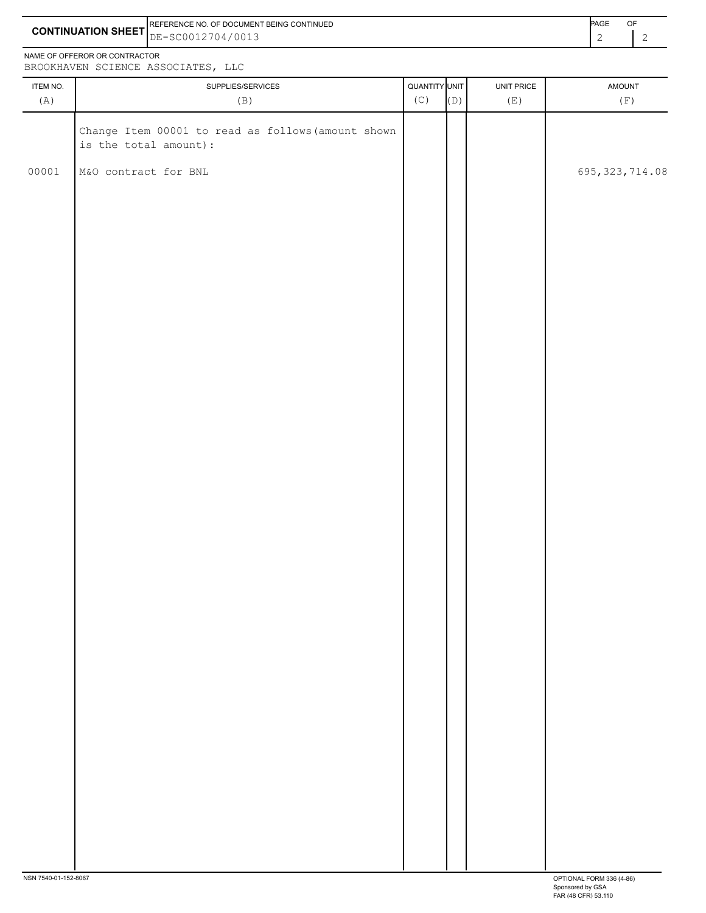**CONTINUATION SHEET**

REFERENCE NO. OF DOCUMENT BEING CONTINUED
DE-SC0012704/0013

NAME OF OFFEROR OR CONTRACTOR
BROOKHAVEN SCIENCE ASSOCIATES, LLC

| ITEM NO. (A) | SUPPLIES/SERVICES (B) | QUANTITY (C) | UNIT (D) | UNIT PRICE (E) | AMOUNT (F) |
|---|---|---|---|---|---|
| | Change Item 00001 to read as follows(amount shown is the total amount): | | | | |
| 00001 | M&O contract for BNL | | | | 695,323,714.08 |

NSN 7540-01-152-8067

OPTIONAL FORM 336 (4-86)
Sponsored by GSA
FAR (48 CFR) 53.110